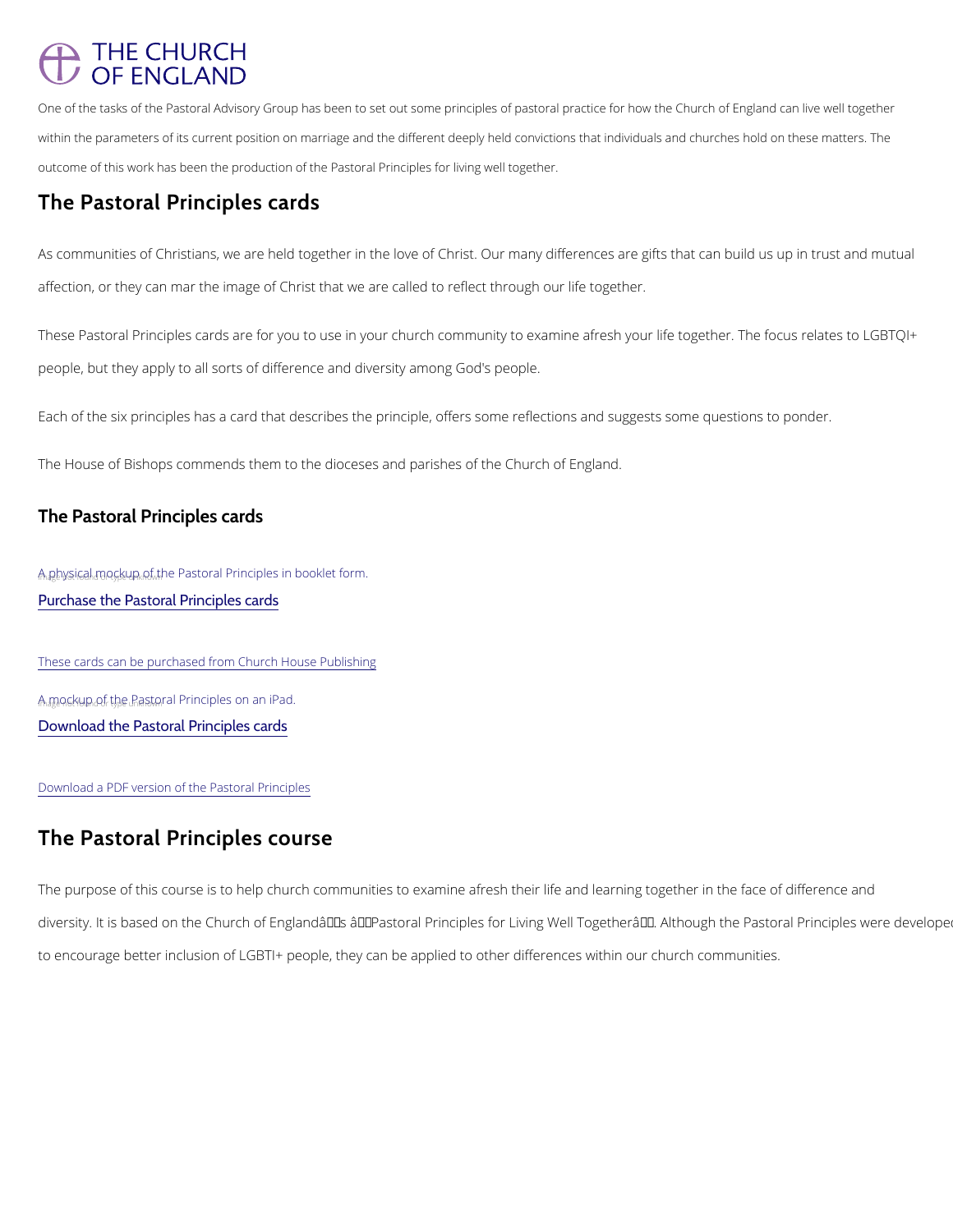# THE CHURCH OF ENGLAND

One of the tasks of the Pastoral Advisory Group has been to set out some principles of pastoral practice for how the Church of England can live well together within the parameters of its current position on marriage and the different deeply held convictions that individuals and churches hold on these matters. The outcome of this work has been the production of the Pastoral Principles for living well together.

## The Pastoral Principles cards

As communities of Christians, we are held together in the love of Christ. Our many differences are gifts that can build us up in trust and mutual affection, or they can mar the image of Christ that we are called to reflect through our life together.

These Pastoral Principles cards are for you to use in your church community to examine afresh your life together. The focus relates to LGBTQI+ people, but they apply to all sorts of difference and diversity among God's people.

Each of the six principles has a card that describes the principle, offers some reflections and suggests some questions to ponder.

The House of Bishops commends them to the dioceses and parishes of the Church of England.

### The Pastoral Principles cards

A physical mockup of the Pastoral Principles in booklet form.

Purchase the Pastoral Principles cards

These cards can be purchased from Church House Publishing

A mockup of the Pastoral Principles on an iPad.

Download the Pastoral Principles cards

Download a PDF version of the Pastoral Principles

## The Pastoral Principles course

The purpose of this course is to help church communities to examine afresh their life and learning together in the face of difference and diversity. It is based on the Church of Englandâs âPastoral Principles for Living Well Togetherâ. Although the Pastoral Principles were developed to encourage better inclusion of LGBTI+ people, they can be applied to other differences within our church communities.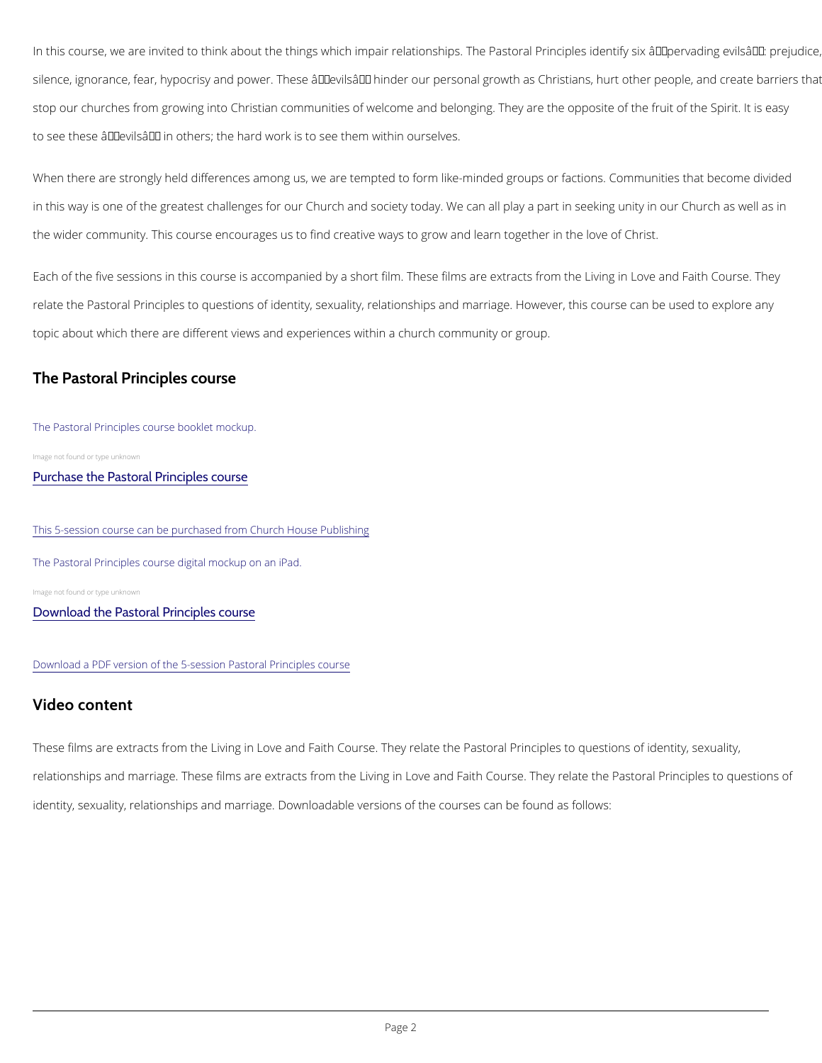In this course, we are invited to think about the things which impair relationships. The Pastoral Principles identify six â€˜pervading evilsâ€™: prejudice, silence, ignorance, fear, hypocrisy and power. These â€˜evilsâ€™ hinder our personal growth as Christians, hurt other people, and create barriers that stop our churches from growing into Christian communities of welcome and belonging. They are the opposite of the fruit of the Spirit. It is easy to see these â€˜evilsâ€™ in others; the hard work is to see them within ourselves.

When there are strongly held differences among us, we are tempted to form like-minded groups or factions. Communities that become divided in this way is one of the greatest challenges for our Church and society today. We can all play a part in seeking unity in our Church as well as in the wider community. This course encourages us to find creative ways to grow and learn together in the love of Christ.

Each of the five sessions in this course is accompanied by a short film. These films are extracts from the Living in Love and Faith Course. They relate the Pastoral Principles to questions of identity, sexuality, relationships and marriage. However, this course can be used to explore any topic about which there are different views and experiences within a church community or group.

## The Pastoral Principles course

The Pastoral Principles course booklet mockup.

Image not found or type unknown

[Purchase the Pastoral Principles course]

[This 5-session course can be purchased from Church House Publishing]

The Pastoral Principles course digital mockup on an iPad.

Image not found or type unknown

[Download the Pastoral Principles course]

[Download a PDF version of the 5-session Pastoral Principles course]

## Video content

These films are extracts from the Living in Love and Faith Course. They relate the Pastoral Principles to questions of identity, sexuality, relationships and marriage. These films are extracts from the Living in Love and Faith Course. They relate the Pastoral Principles to questions of identity, sexuality, relationships and marriage. Downloadable versions of the courses can be found as follows: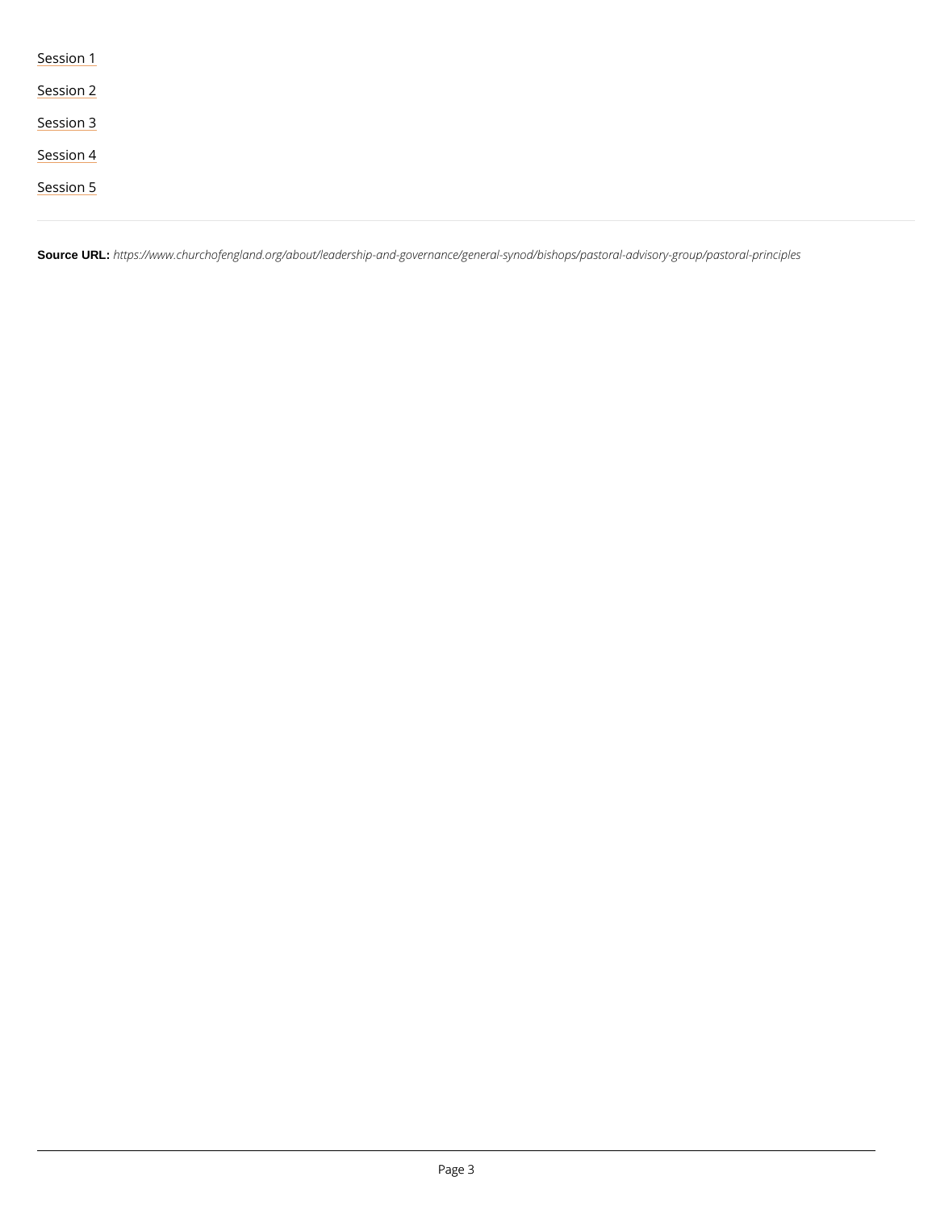Session 1

Session 2

Session 3

Session 4

Session 5

---

**Source URL:** *https://www.churchofengland.org/about/leadership-and-governance/general-synod/bishops/pastoral-advisory-group/pastoral-principles*